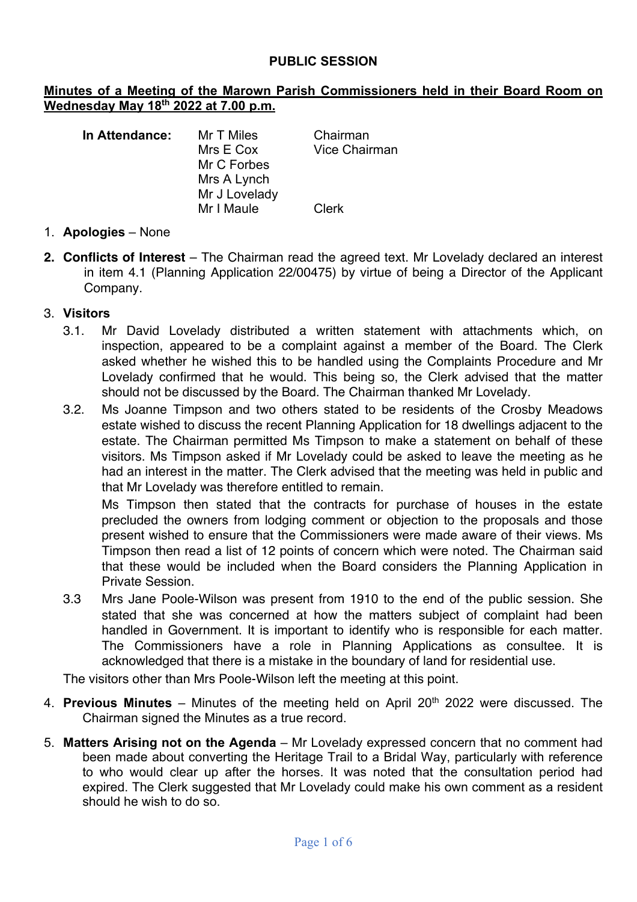**PUBLIC SESSION**

**Minutes of a Meeting of the Marown Parish Commissioners held in their Board Room on Wednesday May 18th 2022 at 7.00 p.m.**

| **In Attendance:** | Mr T Miles | Chairman |
|---|---|---|
| | Mrs E Cox | Vice Chairman |
| | Mr C Forbes | |
| | Mrs A Lynch | |
| | Mr J Lovelady | |
| | Mr I Maule | Clerk |

1. **Apologies** – None

2. **Conflicts of Interest** – The Chairman read the agreed text. Mr Lovelady declared an interest in item 4.1 (Planning Application 22/00475) by virtue of being a Director of the Applicant Company.

3. **Visitors**

   3.1. Mr David Lovelady distributed a written statement with attachments which, on inspection, appeared to be a complaint against a member of the Board. The Clerk asked whether he wished this to be handled using the Complaints Procedure and Mr Lovelady confirmed that he would. This being so, the Clerk advised that the matter should not be discussed by the Board. The Chairman thanked Mr Lovelady.

   3.2. Ms Joanne Timpson and two others stated to be residents of the Crosby Meadows estate wished to discuss the recent Planning Application for 18 dwellings adjacent to the estate. The Chairman permitted Ms Timpson to make a statement on behalf of these visitors. Ms Timpson asked if Mr Lovelady could be asked to leave the meeting as he had an interest in the matter. The Clerk advised that the meeting was held in public and that Mr Lovelady was therefore entitled to remain.

   Ms Timpson then stated that the contracts for purchase of houses in the estate precluded the owners from lodging comment or objection to the proposals and those present wished to ensure that the Commissioners were made aware of their views. Ms Timpson then read a list of 12 points of concern which were noted. The Chairman said that these would be included when the Board considers the Planning Application in Private Session.

   3.3 Mrs Jane Poole-Wilson was present from 1910 to the end of the public session. She stated that she was concerned at how the matters subject of complaint had been handled in Government. It is important to identify who is responsible for each matter. The Commissioners have a role in Planning Applications as consultee. It is acknowledged that there is a mistake in the boundary of land for residential use.

   The visitors other than Mrs Poole-Wilson left the meeting at this point.

4. **Previous Minutes** – Minutes of the meeting held on April 20th 2022 were discussed. The Chairman signed the Minutes as a true record.

5. **Matters Arising not on the Agenda** – Mr Lovelady expressed concern that no comment had been made about converting the Heritage Trail to a Bridal Way, particularly with reference to who would clear up after the horses. It was noted that the consultation period had expired. The Clerk suggested that Mr Lovelady could make his own comment as a resident should he wish to do so.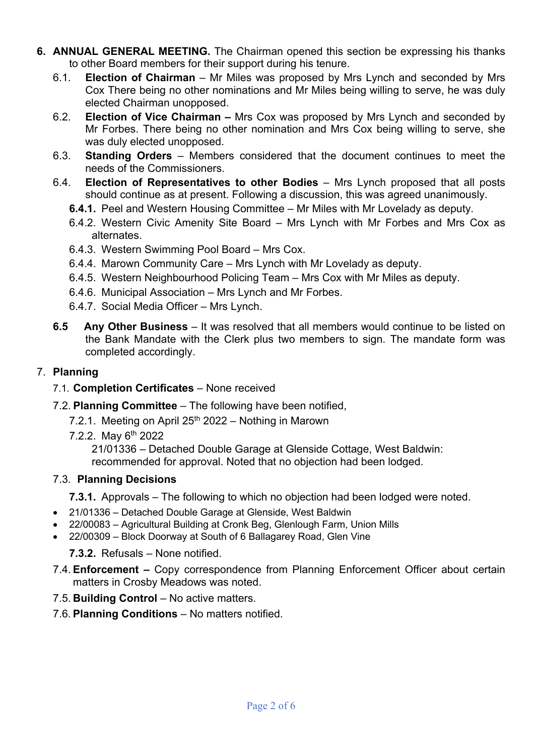6. **ANNUAL GENERAL MEETING.** The Chairman opened this section be expressing his thanks to other Board members for their support during his tenure.

   6.1. **Election of Chairman** – Mr Miles was proposed by Mrs Lynch and seconded by Mrs Cox There being no other nominations and Mr Miles being willing to serve, he was duly elected Chairman unopposed.

   6.2. **Election of Vice Chairman –** Mrs Cox was proposed by Mrs Lynch and seconded by Mr Forbes. There being no other nomination and Mrs Cox being willing to serve, she was duly elected unopposed.

   6.3. **Standing Orders** – Members considered that the document continues to meet the needs of the Commissioners.

   6.4. **Election of Representatives to other Bodies** – Mrs Lynch proposed that all posts should continue as at present. Following a discussion, this was agreed unanimously.

   **6.4.1.** Peel and Western Housing Committee – Mr Miles with Mr Lovelady as deputy.

   6.4.2. Western Civic Amenity Site Board – Mrs Lynch with Mr Forbes and Mrs Cox as alternates.

   6.4.3. Western Swimming Pool Board – Mrs Cox.

   6.4.4. Marown Community Care – Mrs Lynch with Mr Lovelady as deputy.

   6.4.5. Western Neighbourhood Policing Team – Mrs Cox with Mr Miles as deputy.

   6.4.6. Municipal Association – Mrs Lynch and Mr Forbes.

   6.4.7. Social Media Officer – Mrs Lynch.

   **6.5 Any Other Business** – It was resolved that all members would continue to be listed on the Bank Mandate with the Clerk plus two members to sign. The mandate form was completed accordingly.

7. **Planning**

   7.1. **Completion Certificates** – None received

   7.2. **Planning Committee** – The following have been notified,

   7.2.1. Meeting on April 25th 2022 – Nothing in Marown

   7.2.2. May 6th 2022

   21/01336 – Detached Double Garage at Glenside Cottage, West Baldwin: recommended for approval. Noted that no objection had been lodged.

   7.3. **Planning Decisions**

   **7.3.1.** Approvals – The following to which no objection had been lodged were noted.

   - 21/01336 – Detached Double Garage at Glenside, West Baldwin
   - 22/00083 – Agricultural Building at Cronk Beg, Glenlough Farm, Union Mills
   - 22/00309 – Block Doorway at South of 6 Ballagarey Road, Glen Vine

   **7.3.2.** Refusals – None notified.

   7.4. **Enforcement –** Copy correspondence from Planning Enforcement Officer about certain matters in Crosby Meadows was noted.

   7.5. **Building Control** – No active matters.

   7.6. **Planning Conditions** – No matters notified.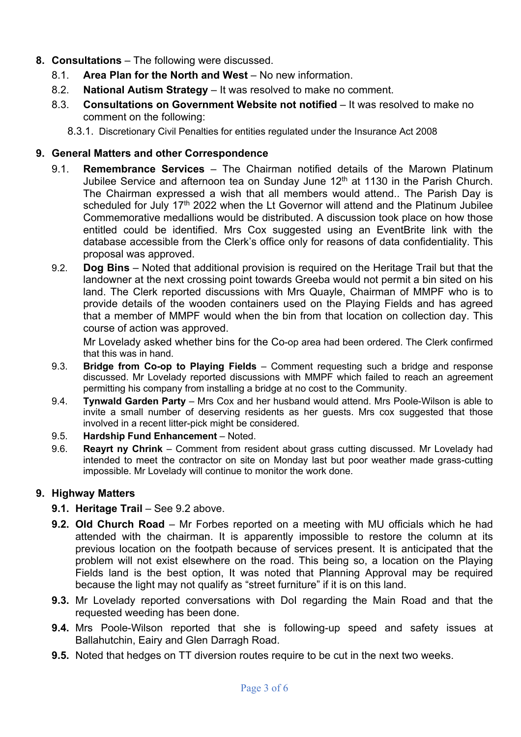8. **Consultations** – The following were discussed.
   - 8.1. **Area Plan for the North and West** – No new information.
   - 8.2. **National Autism Strategy** – It was resolved to make no comment.
   - 8.3. **Consultations on Government Website not notified** – It was resolved to make no comment on the following:
     - 8.3.1. Discretionary Civil Penalties for entities regulated under the Insurance Act 2008

9. **General Matters and other Correspondence**
   - 9.1. **Remembrance Services** – The Chairman notified details of the Marown Platinum Jubilee Service and afternoon tea on Sunday June 12th at 1130 in the Parish Church. The Chairman expressed a wish that all members would attend.. The Parish Day is scheduled for July 17th 2022 when the Lt Governor will attend and the Platinum Jubilee Commemorative medallions would be distributed. A discussion took place on how those entitled could be identified. Mrs Cox suggested using an EventBrite link with the database accessible from the Clerk's office only for reasons of data confidentiality. This proposal was approved.
   - 9.2. **Dog Bins** – Noted that additional provision is required on the Heritage Trail but that the landowner at the next crossing point towards Greeba would not permit a bin sited on his land. The Clerk reported discussions with Mrs Quayle, Chairman of MMPF who is to provide details of the wooden containers used on the Playing Fields and has agreed that a member of MMPF would when the bin from that location on collection day. This course of action was approved.

     Mr Lovelady asked whether bins for the Co-op area had been ordered. The Clerk confirmed that this was in hand.
   - 9.3. **Bridge from Co-op to Playing Fields** – Comment requesting such a bridge and response discussed. Mr Lovelady reported discussions with MMPF which failed to reach an agreement permitting his company from installing a bridge at no cost to the Community.
   - 9.4. **Tynwald Garden Party** – Mrs Cox and her husband would attend. Mrs Poole-Wilson is able to invite a small number of deserving residents as her guests. Mrs cox suggested that those involved in a recent litter-pick might be considered.
   - 9.5. **Hardship Fund Enhancement** – Noted.
   - 9.6. **Reayrt ny Chrink** – Comment from resident about grass cutting discussed. Mr Lovelady had intended to meet the contractor on site on Monday last but poor weather made grass-cutting impossible. Mr Lovelady will continue to monitor the work done.

9. **Highway Matters**
   - **9.1. Heritage Trail** – See 9.2 above.
   - **9.2. Old Church Road** – Mr Forbes reported on a meeting with MU officials which he had attended with the chairman. It is apparently impossible to restore the column at its previous location on the footpath because of services present. It is anticipated that the problem will not exist elsewhere on the road. This being so, a location on the Playing Fields land is the best option, It was noted that Planning Approval may be required because the light may not qualify as "street furniture" if it is on this land.
   - **9.3.** Mr Lovelady reported conversations with DoI regarding the Main Road and that the requested weeding has been done.
   - **9.4.** Mrs Poole-Wilson reported that she is following-up speed and safety issues at Ballahutchin, Eairy and Glen Darragh Road.
   - **9.5.** Noted that hedges on TT diversion routes require to be cut in the next two weeks.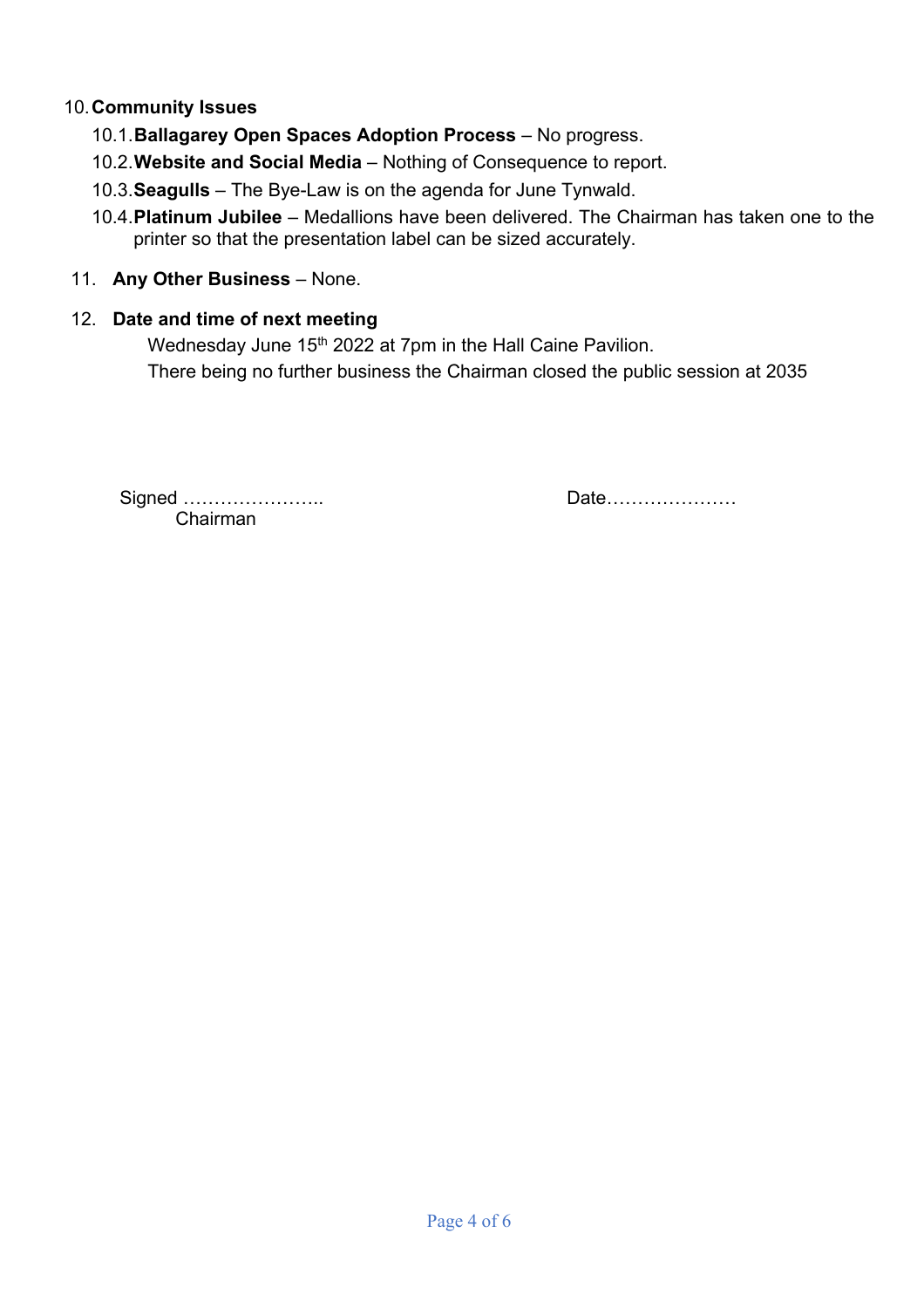10. **Community Issues**
    10.1. **Ballagarey Open Spaces Adoption Process** – No progress.
    10.2. **Website and Social Media** – Nothing of Consequence to report.
    10.3. **Seagulls** – The Bye-Law is on the agenda for June Tynwald.
    10.4. **Platinum Jubilee** – Medallions have been delivered. The Chairman has taken one to the printer so that the presentation label can be sized accurately.

11. **Any Other Business** – None.

12. **Date and time of next meeting**

    Wednesday June 15th 2022 at 7pm in the Hall Caine Pavilion.

    There being no further business the Chairman closed the public session at 2035

Signed ………………….. Date…………………

Chairman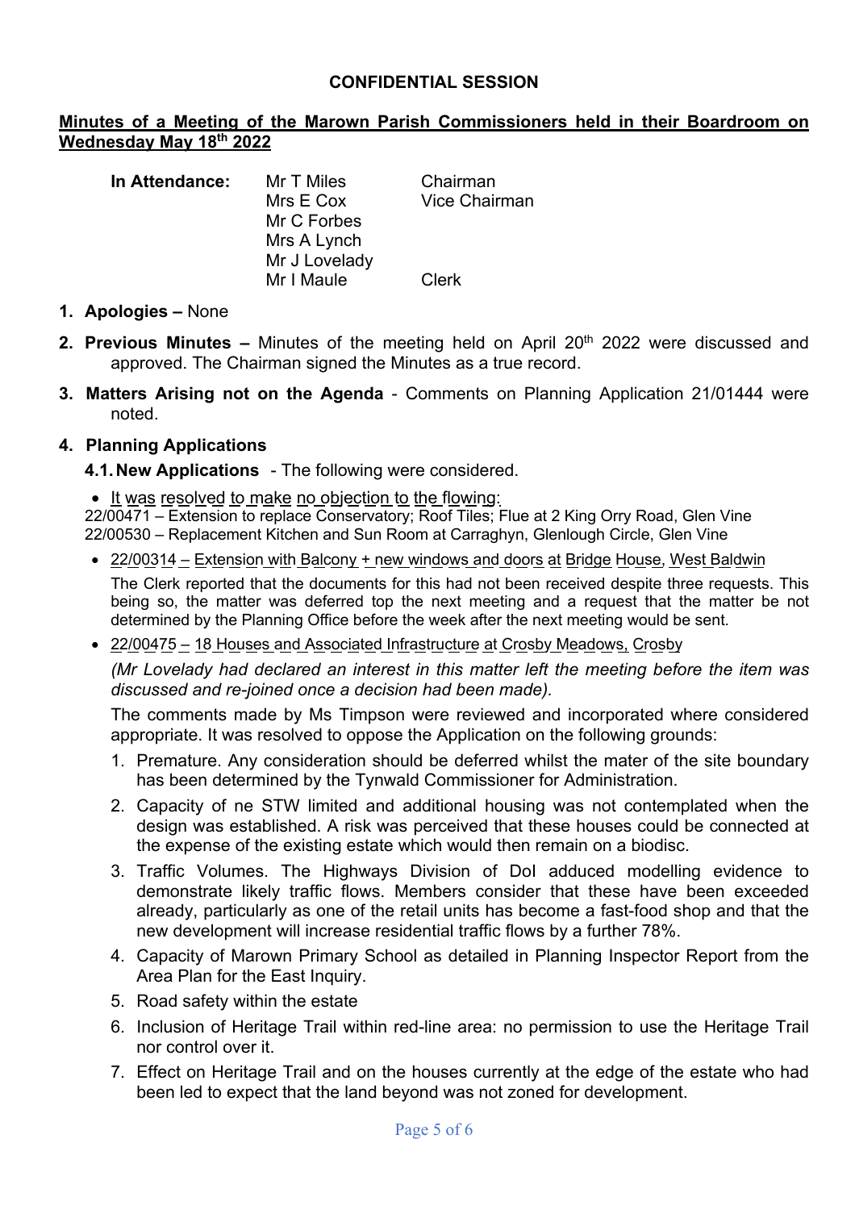**CONFIDENTIAL SESSION**

**Minutes of a Meeting of the Marown Parish Commissioners held in their Boardroom on Wednesday May 18th 2022**

**In Attendance:**

| | |
|---|---|
| Mr T Miles | Chairman |
| Mrs E Cox | Vice Chairman |
| Mr C Forbes | |
| Mrs A Lynch | |
| Mr J Lovelady | |
| Mr I Maule | Clerk |

1. **Apologies –** None
2. **Previous Minutes –** Minutes of the meeting held on April 20th 2022 were discussed and approved. The Chairman signed the Minutes as a true record.
3. **Matters Arising not on the Agenda** - Comments on Planning Application 21/01444 were noted.
4. **Planning Applications**

   **4.1. New Applications** - The following were considered.

   - It was resolved to make no objection to the flowing:

   22/00471 – Extension to replace Conservatory; Roof Tiles; Flue at 2 King Orry Road, Glen Vine
   22/00530 – Replacement Kitchen and Sun Room at Carraghyn, Glenlough Circle, Glen Vine

   - 22/00314 – Extension with Balcony + new windows and doors at Bridge House, West Baldwin

   The Clerk reported that the documents for this had not been received despite three requests. This being so, the matter was deferred top the next meeting and a request that the matter be not determined by the Planning Office before the week after the next meeting would be sent.

   - 22/00475 – 18 Houses and Associated Infrastructure at Crosby Meadows, Crosby

   *(Mr Lovelady had declared an interest in this matter left the meeting before the item was discussed and re-joined once a decision had been made).*

   The comments made by Ms Timpson were reviewed and incorporated where considered appropriate. It was resolved to oppose the Application on the following grounds:

   1. Premature. Any consideration should be deferred whilst the mater of the site boundary has been determined by the Tynwald Commissioner for Administration.
   2. Capacity of ne STW limited and additional housing was not contemplated when the design was established. A risk was perceived that these houses could be connected at the expense of the existing estate which would then remain on a biodisc.
   3. Traffic Volumes. The Highways Division of DoI adduced modelling evidence to demonstrate likely traffic flows. Members consider that these have been exceeded already, particularly as one of the retail units has become a fast-food shop and that the new development will increase residential traffic flows by a further 78%.
   4. Capacity of Marown Primary School as detailed in Planning Inspector Report from the Area Plan for the East Inquiry.
   5. Road safety within the estate
   6. Inclusion of Heritage Trail within red-line area: no permission to use the Heritage Trail nor control over it.
   7. Effect on Heritage Trail and on the houses currently at the edge of the estate who had been led to expect that the land beyond was not zoned for development.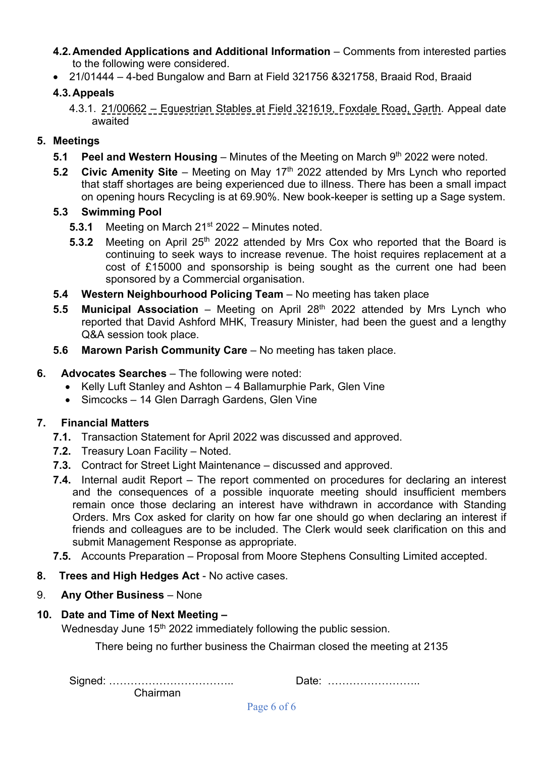**4.2. Amended Applications and Additional Information** – Comments from interested parties to the following were considered.

- 21/01444 – 4-bed Bungalow and Barn at Field 321756 &321758, Braaid Rod, Braaid

**4.3. Appeals**

4.3.1. 21/00662 – Equestrian Stables at Field 321619, Foxdale Road, Garth. Appeal date awaited

**5. Meetings**

**5.1 Peel and Western Housing** – Minutes of the Meeting on March 9th 2022 were noted.

**5.2 Civic Amenity Site** – Meeting on May 17th 2022 attended by Mrs Lynch who reported that staff shortages are being experienced due to illness. There has been a small impact on opening hours Recycling is at 69.90%. New book-keeper is setting up a Sage system.

**5.3 Swimming Pool**

**5.3.1** Meeting on March 21st 2022 – Minutes noted.

**5.3.2** Meeting on April 25th 2022 attended by Mrs Cox who reported that the Board is continuing to seek ways to increase revenue. The hoist requires replacement at a cost of £15000 and sponsorship is being sought as the current one had been sponsored by a Commercial organisation.

**5.4 Western Neighbourhood Policing Team** – No meeting has taken place

**5.5 Municipal Association** – Meeting on April 28th 2022 attended by Mrs Lynch who reported that David Ashford MHK, Treasury Minister, had been the guest and a lengthy Q&A session took place.

**5.6 Marown Parish Community Care** – No meeting has taken place.

**6. Advocates Searches** – The following were noted:

- Kelly Luft Stanley and Ashton – 4 Ballamurphie Park, Glen Vine
- Simcocks – 14 Glen Darragh Gardens, Glen Vine

**7. Financial Matters**

**7.1.** Transaction Statement for April 2022 was discussed and approved.

**7.2.** Treasury Loan Facility – Noted.

**7.3.** Contract for Street Light Maintenance – discussed and approved.

**7.4.** Internal audit Report – The report commented on procedures for declaring an interest and the consequences of a possible inquorate meeting should insufficient members remain once those declaring an interest have withdrawn in accordance with Standing Orders. Mrs Cox asked for clarity on how far one should go when declaring an interest if friends and colleagues are to be included. The Clerk would seek clarification on this and submit Management Response as appropriate.

**7.5.** Accounts Preparation – Proposal from Moore Stephens Consulting Limited accepted.

**8. Trees and High Hedges Act** - No active cases.

9. **Any Other Business** – None

**10. Date and Time of Next Meeting –**

Wednesday June 15th 2022 immediately following the public session.

There being no further business the Chairman closed the meeting at 2135

Signed: …………………………….. Date: ……………………..
Chairman